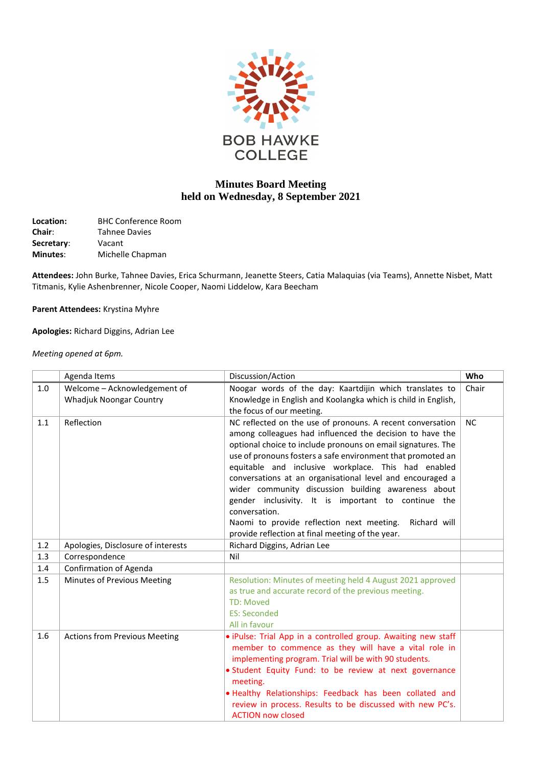BOB HAWKE COLLEGE

# Minutes Board Meeting
## held on Wednesday, 8 September 2021

**Location:** BHC Conference Room
**Chair**: Tahnee Davies
**Secretary**: Vacant
**Minutes**: Michelle Chapman

**Attendees:** John Burke, Tahnee Davies, Erica Schurmann, Jeanette Steers, Catia Malaquias (via Teams), Annette Nisbet, Matt Titmanis, Kylie Ashenbrenner, Nicole Cooper, Naomi Liddelow, Kara Beecham

**Parent Attendees:** Krystina Myhre

**Apologies:** Richard Diggins, Adrian Lee

*Meeting opened at 6pm.*

| | Agenda Items | Discussion/Action | Who |
|---|---|---|---|
| 1.0 | Welcome – Acknowledgement of Whadjuk Noongar Country | Noogar words of the day: Kaartdijin which translates to Knowledge in English and Koolangka which is child in English, the focus of our meeting. | Chair |
| 1.1 | Reflection | NC reflected on the use of pronouns. A recent conversation among colleagues had influenced the decision to have the optional choice to include pronouns on email signatures. The use of pronouns fosters a safe environment that promoted an equitable and inclusive workplace. This had enabled conversations at an organisational level and encouraged a wider community discussion building awareness about gender inclusivity. It is important to continue the conversation.<br>Naomi to provide reflection next meeting. Richard will provide reflection at final meeting of the year. | NC |
| 1.2 | Apologies, Disclosure of interests | Richard Diggins, Adrian Lee | |
| 1.3 | Correspondence | Nil | |
| 1.4 | Confirmation of Agenda | | |
| 1.5 | Minutes of Previous Meeting | Resolution: Minutes of meeting held 4 August 2021 approved as true and accurate record of the previous meeting.<br>TD: Moved<br>ES: Seconded<br>All in favour | |
| 1.6 | Actions from Previous Meeting | • iPulse: Trial App in a controlled group. Awaiting new staff member to commence as they will have a vital role in implementing program. Trial will be with 90 students.<br>• Student Equity Fund: to be review at next governance meeting.<br>• Healthy Relationships: Feedback has been collated and review in process. Results to be discussed with new PC's. ACTION now closed | |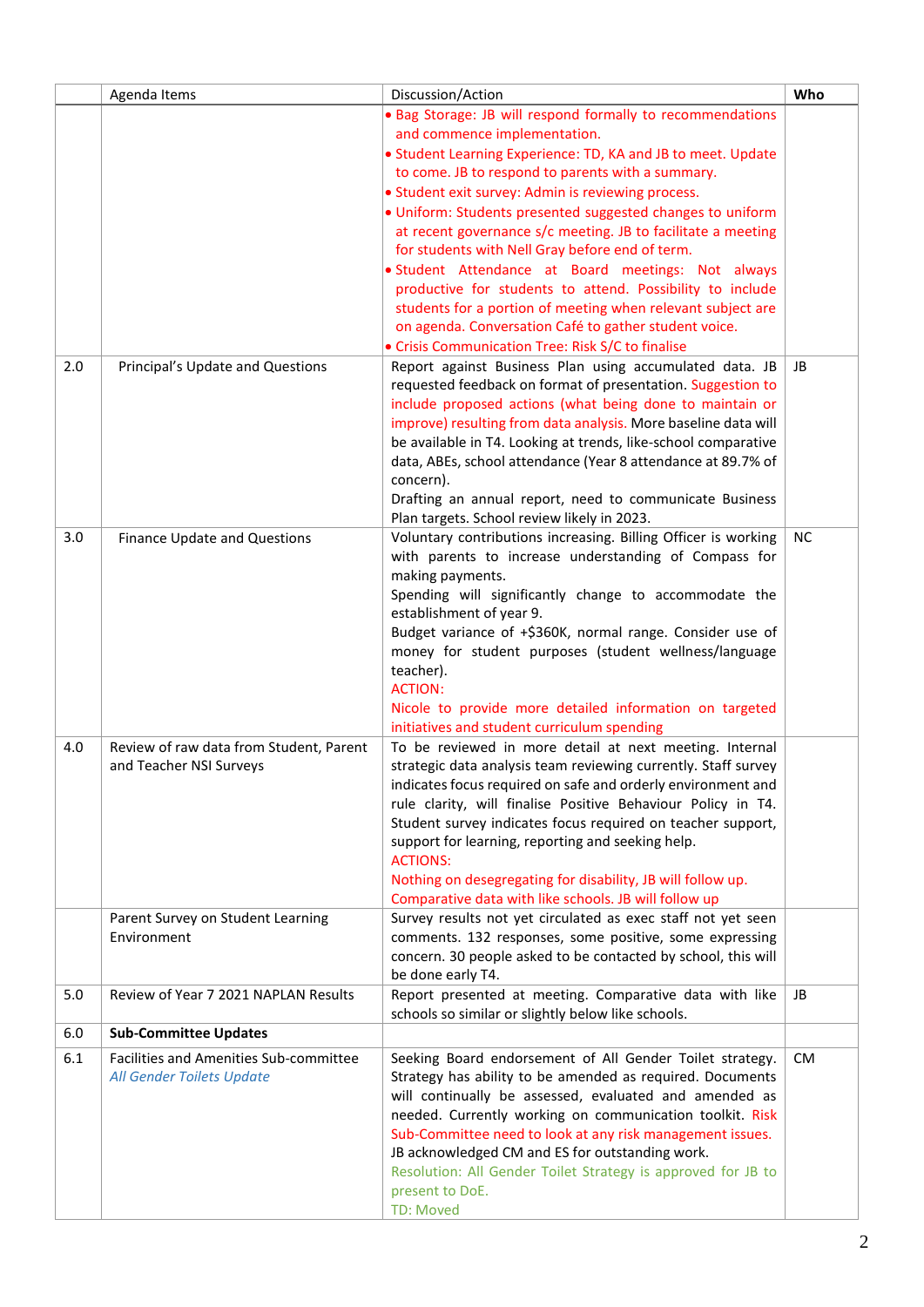|  | Agenda Items | Discussion/Action | Who |
|---|---|---|---|
|  |  | • Bag Storage: JB will respond formally to recommendations and commence implementation.<br>• Student Learning Experience: TD, KA and JB to meet. Update to come. JB to respond to parents with a summary.<br>• Student exit survey: Admin is reviewing process.<br>• Uniform: Students presented suggested changes to uniform at recent governance s/c meeting. JB to facilitate a meeting for students with Nell Gray before end of term.<br>• Student Attendance at Board meetings: Not always productive for students to attend. Possibility to include students for a portion of meeting when relevant subject are on agenda. Conversation Café to gather student voice.<br>• Crisis Communication Tree: Risk S/C to finalise |  |
| 2.0 | Principal's Update and Questions | Report against Business Plan using accumulated data. JB requested feedback on format of presentation. Suggestion to include proposed actions (what being done to maintain or improve) resulting from data analysis. More baseline data will be available in T4. Looking at trends, like-school comparative data, ABEs, school attendance (Year 8 attendance at 89.7% of concern).<br>Drafting an annual report, need to communicate Business Plan targets. School review likely in 2023. | JB |
| 3.0 | Finance Update and Questions | Voluntary contributions increasing. Billing Officer is working with parents to increase understanding of Compass for making payments.<br>Spending will significantly change to accommodate the establishment of year 9.<br>Budget variance of +$360K, normal range. Consider use of money for student purposes (student wellness/language teacher).<br>ACTION:<br>Nicole to provide more detailed information on targeted initiatives and student curriculum spending | NC |
| 4.0 | Review of raw data from Student, Parent and Teacher NSI Surveys | To be reviewed in more detail at next meeting. Internal strategic data analysis team reviewing currently. Staff survey indicates focus required on safe and orderly environment and rule clarity, will finalise Positive Behaviour Policy in T4. Student survey indicates focus required on teacher support, support for learning, reporting and seeking help.<br>ACTIONS:<br>Nothing on desegregating for disability, JB will follow up.<br>Comparative data with like schools. JB will follow up |  |
|  | Parent Survey on Student Learning Environment | Survey results not yet circulated as exec staff not yet seen comments. 132 responses, some positive, some expressing concern. 30 people asked to be contacted by school, this will be done early T4. |  |
| 5.0 | Review of Year 7 2021 NAPLAN Results | Report presented at meeting. Comparative data with like schools so similar or slightly below like schools. | JB |
| 6.0 | **Sub-Committee Updates** |  |  |
| 6.1 | Facilities and Amenities Sub-committee<br>*All Gender Toilets Update* | Seeking Board endorsement of All Gender Toilet strategy. Strategy has ability to be amended as required. Documents will continually be assessed, evaluated and amended as needed. Currently working on communication toolkit. Risk Sub-Committee need to look at any risk management issues. JB acknowledged CM and ES for outstanding work.<br>Resolution: All Gender Toilet Strategy is approved for JB to present to DoE.<br>TD: Moved | CM |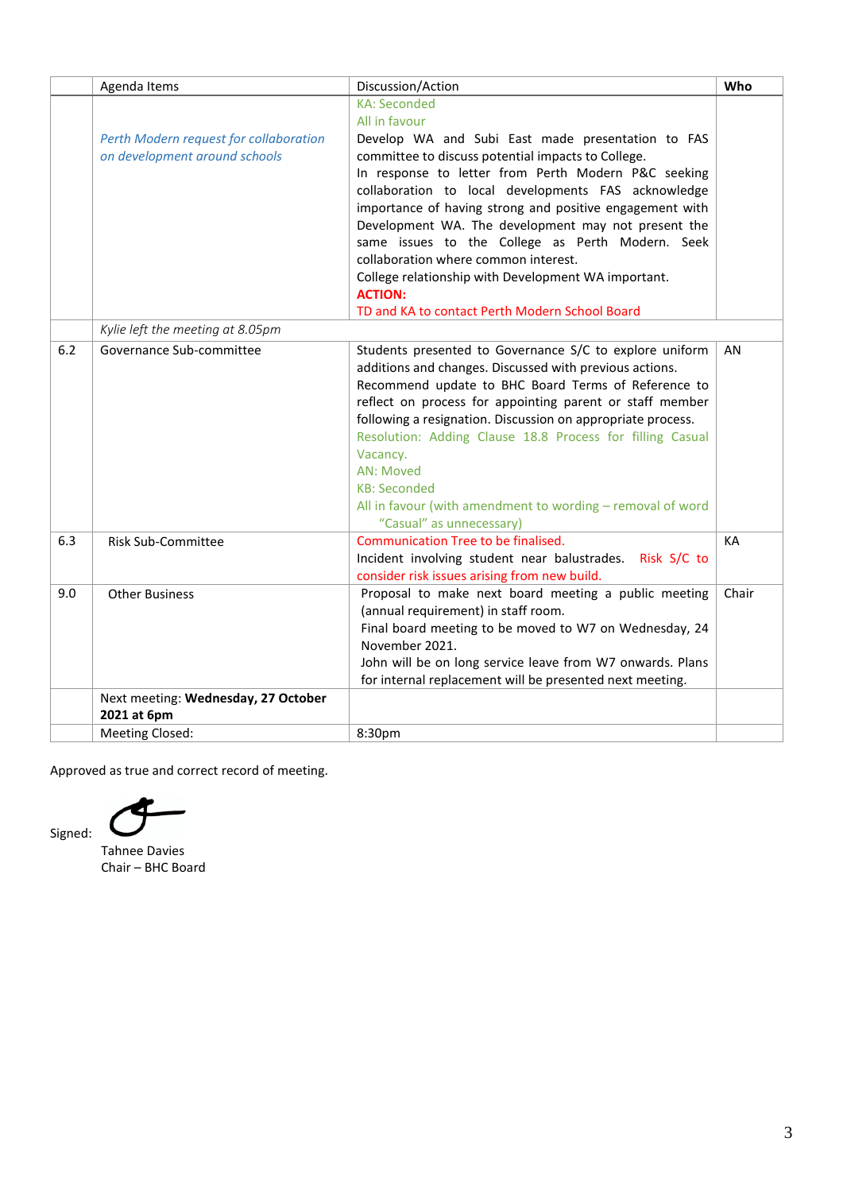| | Agenda Items | Discussion/Action | Who |
|---|---|---|---|
| | *Perth Modern request for collaboration on development around schools* | KA: Seconded<br>All in favour<br>Develop WA and Subi East made presentation to FAS committee to discuss potential impacts to College.<br>In response to letter from Perth Modern P&C seeking collaboration to local developments FAS acknowledge importance of having strong and positive engagement with Development WA. The development may not present the same issues to the College as Perth Modern. Seek collaboration where common interest.<br>College relationship with Development WA important.<br>**ACTION:**<br>TD and KA to contact Perth Modern School Board | |
| | *Kylie left the meeting at 8.05pm* | | |
| 6.2 | Governance Sub-committee | Students presented to Governance S/C to explore uniform additions and changes. Discussed with previous actions.<br>Recommend update to BHC Board Terms of Reference to reflect on process for appointing parent or staff member following a resignation. Discussion on appropriate process.<br>Resolution: Adding Clause 18.8 Process for filling Casual Vacancy.<br>AN: Moved<br>KB: Seconded<br>All in favour (with amendment to wording – removal of word "Casual" as unnecessary) | AN |
| 6.3 | Risk Sub-Committee | Communication Tree to be finalised.<br>Incident involving student near balustrades. Risk S/C to consider risk issues arising from new build. | KA |
| 9.0 | Other Business | Proposal to make next board meeting a public meeting (annual requirement) in staff room.<br>Final board meeting to be moved to W7 on Wednesday, 24 November 2021.<br>John will be on long service leave from W7 onwards. Plans for internal replacement will be presented next meeting. | Chair |
| | Next meeting: **Wednesday, 27 October 2021 at 6pm** | | |
| | Meeting Closed: | 8:30pm | |

Approved as true and correct record of meeting.

Signed:

Tahnee Davies
Chair – BHC Board